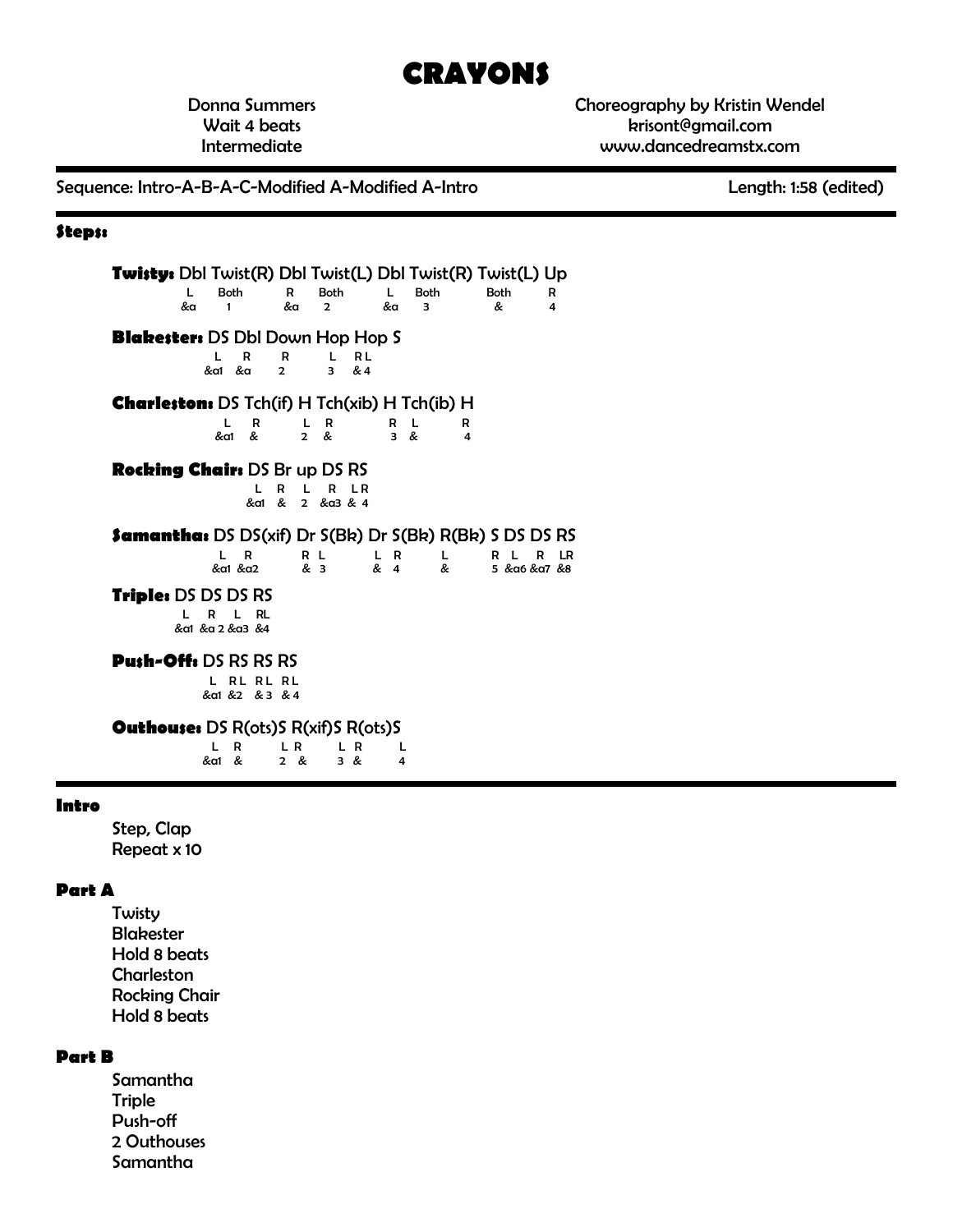# CRAYONS

Donna Summers
Wait 4 beats
Intermediate

Choreography by Kristin Wendel
krisont@gmail.com
www.dancedreamstx.com

Sequence: Intro-A-B-A-C-Modified A-Modified A-Intro | Length: 1:58 (edited)

### Steps:

**Twisty:** Dbl Twist(R) Dbl Twist(L) Dbl Twist(R) Twist(L) Up

```
L    Both    R    Both    L    Both    Both    R
&a   1       &a   2       &a   3       &       4
```

**Blakester:** DS Dbl Down Hop Hop S

```
L    R     R    L    RL
&a1  &a    2    3    & 4
```

**Charleston:** DS Tch(if) H Tch(xib) H Tch(ib) H

```
L    R     L  R     R  L     R
&a1  &     2  &     3  &     4
```

**Rocking Chair:** DS Br up DS RS

```
L    R   L   R    LR
&a1  &   2   &a3  & 4
```

**Samantha:** DS DS(xif) Dr S(Bk) Dr S(Bk) R(Bk) S DS DS RS

```
L    R      R L    L R    L    R  L    R    LR
&a1  &a2    & 3    & 4    &    5  &a6  &a7  &8
```

**Triple:** DS DS DS RS

```
L    R     L     RL
&a1  &a 2  &a3   &4
```

**Push-Off:** DS RS RS RS

```
L    RL   RL   RL
&a1  &2   & 3  & 4
```

**Outhouse:** DS R(ots)S R(xif)S R(ots)S

```
L    R     L R    L R    L
&a1  &     2 &    3 &    4
```

### Intro

Step, Clap
Repeat x 10

### Part A

Twisty
Blakester
Hold 8 beats
Charleston
Rocking Chair
Hold 8 beats

### Part B

Samantha
Triple
Push-off
2 Outhouses
Samantha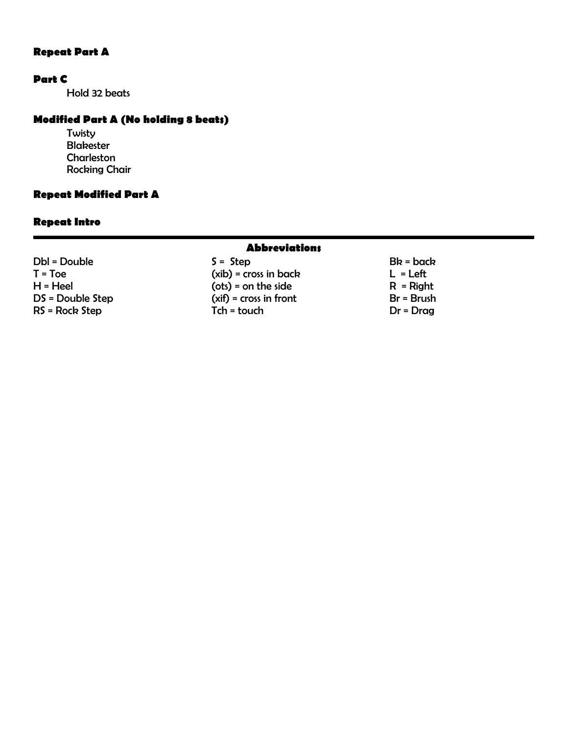**Repeat Part A**

**Part C**

Hold 32 beats

**Modified Part A (No holding 8 beats)**

Twisty
Blakester
Charleston
Rocking Chair

**Repeat Modified Part A**

**Repeat Intro**

---

**Abbreviations**

| | | |
|---|---|---|
| Dbl = Double | S = Step | Bk = back |
| T = Toe | (xib) = cross in back | L = Left |
| H = Heel | (ots) = on the side | R = Right |
| DS = Double Step | (xif) = cross in front | Br = Brush |
| RS = Rock Step | Tch = touch | Dr = Drag |